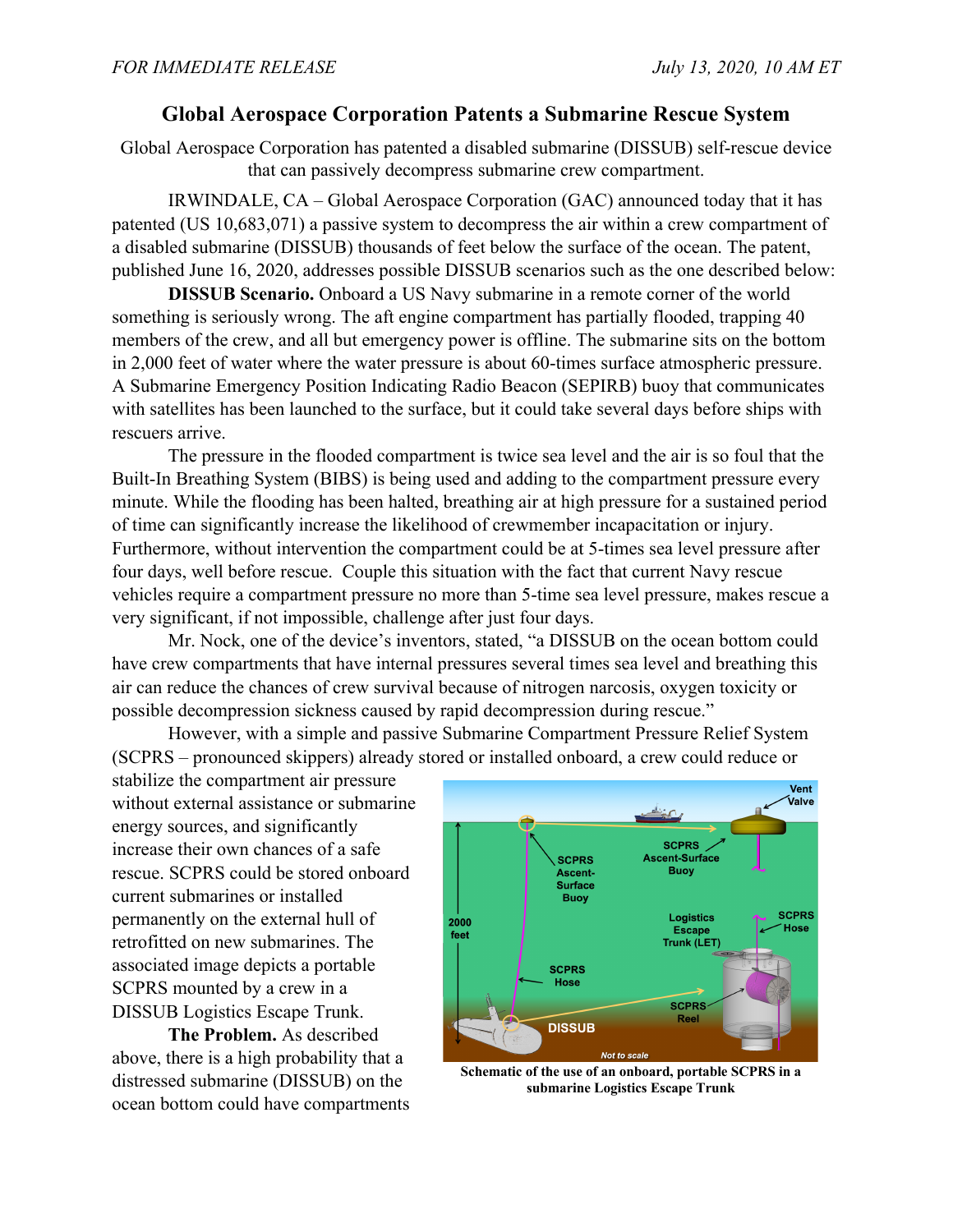*FOR IMMEDIATE RELEASE* *July 13, 2020, 10 AM ET*

# Global Aerospace Corporation Patents a Submarine Rescue System

Global Aerospace Corporation has patented a disabled submarine (DISSUB) self-rescue device that can passively decompress submarine crew compartment.

IRWINDALE, CA – Global Aerospace Corporation (GAC) announced today that it has patented (US 10,683,071) a passive system to decompress the air within a crew compartment of a disabled submarine (DISSUB) thousands of feet below the surface of the ocean. The patent, published June 16, 2020, addresses possible DISSUB scenarios such as the one described below:

**DISSUB Scenario.** Onboard a US Navy submarine in a remote corner of the world something is seriously wrong. The aft engine compartment has partially flooded, trapping 40 members of the crew, and all but emergency power is offline. The submarine sits on the bottom in 2,000 feet of water where the water pressure is about 60-times surface atmospheric pressure. A Submarine Emergency Position Indicating Radio Beacon (SEPIRB) buoy that communicates with satellites has been launched to the surface, but it could take several days before ships with rescuers arrive.

The pressure in the flooded compartment is twice sea level and the air is so foul that the Built-In Breathing System (BIBS) is being used and adding to the compartment pressure every minute. While the flooding has been halted, breathing air at high pressure for a sustained period of time can significantly increase the likelihood of crewmember incapacitation or injury. Furthermore, without intervention the compartment could be at 5-times sea level pressure after four days, well before rescue. Couple this situation with the fact that current Navy rescue vehicles require a compartment pressure no more than 5-time sea level pressure, makes rescue a very significant, if not impossible, challenge after just four days.

Mr. Nock, one of the device's inventors, stated, "a DISSUB on the ocean bottom could have crew compartments that have internal pressures several times sea level and breathing this air can reduce the chances of crew survival because of nitrogen narcosis, oxygen toxicity or possible decompression sickness caused by rapid decompression during rescue."

However, with a simple and passive Submarine Compartment Pressure Relief System (SCPRS – pronounced skippers) already stored or installed onboard, a crew could reduce or stabilize the compartment air pressure without external assistance or submarine energy sources, and significantly increase their own chances of a safe rescue. SCPRS could be stored onboard current submarines or installed permanently on the external hull of retrofitted on new submarines. The associated image depicts a portable SCPRS mounted by a crew in a DISSUB Logistics Escape Trunk.

Schematic of the use of an onboard, portable SCPRS in a submarine Logistics Escape Trunk

**The Problem.** As described above, there is a high probability that a distressed submarine (DISSUB) on the ocean bottom could have compartments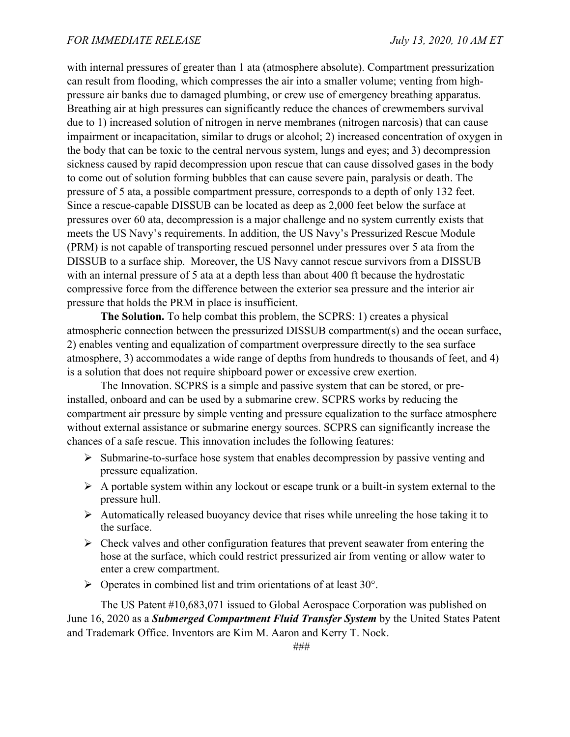with internal pressures of greater than 1 ata (atmosphere absolute). Compartment pressurization can result from flooding, which compresses the air into a smaller volume; venting from high-pressure air banks due to damaged plumbing, or crew use of emergency breathing apparatus. Breathing air at high pressures can significantly reduce the chances of crewmembers survival due to 1) increased solution of nitrogen in nerve membranes (nitrogen narcosis) that can cause impairment or incapacitation, similar to drugs or alcohol; 2) increased concentration of oxygen in the body that can be toxic to the central nervous system, lungs and eyes; and 3) decompression sickness caused by rapid decompression upon rescue that can cause dissolved gases in the body to come out of solution forming bubbles that can cause severe pain, paralysis or death. The pressure of 5 ata, a possible compartment pressure, corresponds to a depth of only 132 feet. Since a rescue-capable DISSUB can be located as deep as 2,000 feet below the surface at pressures over 60 ata, decompression is a major challenge and no system currently exists that meets the US Navy's requirements. In addition, the US Navy's Pressurized Rescue Module (PRM) is not capable of transporting rescued personnel under pressures over 5 ata from the DISSUB to a surface ship. Moreover, the US Navy cannot rescue survivors from a DISSUB with an internal pressure of 5 ata at a depth less than about 400 ft because the hydrostatic compressive force from the difference between the exterior sea pressure and the interior air pressure that holds the PRM in place is insufficient.

**The Solution.** To help combat this problem, the SCPRS: 1) creates a physical atmospheric connection between the pressurized DISSUB compartment(s) and the ocean surface, 2) enables venting and equalization of compartment overpressure directly to the sea surface atmosphere, 3) accommodates a wide range of depths from hundreds to thousands of feet, and 4) is a solution that does not require shipboard power or excessive crew exertion.

The Innovation. SCPRS is a simple and passive system that can be stored, or pre-installed, onboard and can be used by a submarine crew. SCPRS works by reducing the compartment air pressure by simple venting and pressure equalization to the surface atmosphere without external assistance or submarine energy sources. SCPRS can significantly increase the chances of a safe rescue. This innovation includes the following features:

- Submarine-to-surface hose system that enables decompression by passive venting and pressure equalization.
- A portable system within any lockout or escape trunk or a built-in system external to the pressure hull.
- Automatically released buoyancy device that rises while unreeling the hose taking it to the surface.
- Check valves and other configuration features that prevent seawater from entering the hose at the surface, which could restrict pressurized air from venting or allow water to enter a crew compartment.
- Operates in combined list and trim orientations of at least 30°.

The US Patent #10,683,071 issued to Global Aerospace Corporation was published on June 16, 2020 as a ***Submerged Compartment Fluid Transfer System*** by the United States Patent and Trademark Office. Inventors are Kim M. Aaron and Kerry T. Nock.

###